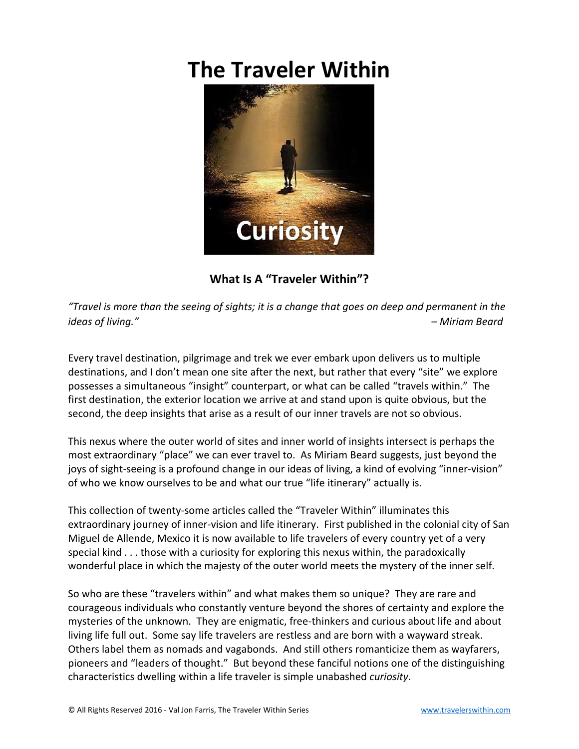# The Traveler Within

Curiosity

### What Is A "Traveler Within"?

*"Travel is more than the seeing of sights; it is a change that goes on deep and permanent in the ideas of living."* – *Miriam Beard*

Every travel destination, pilgrimage and trek we ever embark upon delivers us to multiple destinations, and I don't mean one site after the next, but rather that every "site" we explore possesses a simultaneous "insight" counterpart, or what can be called "travels within." The first destination, the exterior location we arrive at and stand upon is quite obvious, but the second, the deep insights that arise as a result of our inner travels are not so obvious.

This nexus where the outer world of sites and inner world of insights intersect is perhaps the most extraordinary "place" we can ever travel to. As Miriam Beard suggests, just beyond the joys of sight-seeing is a profound change in our ideas of living, a kind of evolving "inner-vision" of who we know ourselves to be and what our true "life itinerary" actually is.

This collection of twenty-some articles called the "Traveler Within" illuminates this extraordinary journey of inner-vision and life itinerary. First published in the colonial city of San Miguel de Allende, Mexico it is now available to life travelers of every country yet of a very special kind . . . those with a curiosity for exploring this nexus within, the paradoxically wonderful place in which the majesty of the outer world meets the mystery of the inner self.

So who are these "travelers within" and what makes them so unique? They are rare and courageous individuals who constantly venture beyond the shores of certainty and explore the mysteries of the unknown. They are enigmatic, free-thinkers and curious about life and about living life full out. Some say life travelers are restless and are born with a wayward streak. Others label them as nomads and vagabonds. And still others romanticize them as wayfarers, pioneers and "leaders of thought." But beyond these fanciful notions one of the distinguishing characteristics dwelling within a life traveler is simple unabashed *curiosity*.

© All Rights Reserved 2016 - Val Jon Farris, The Traveler Within Series www.travelerswithin.com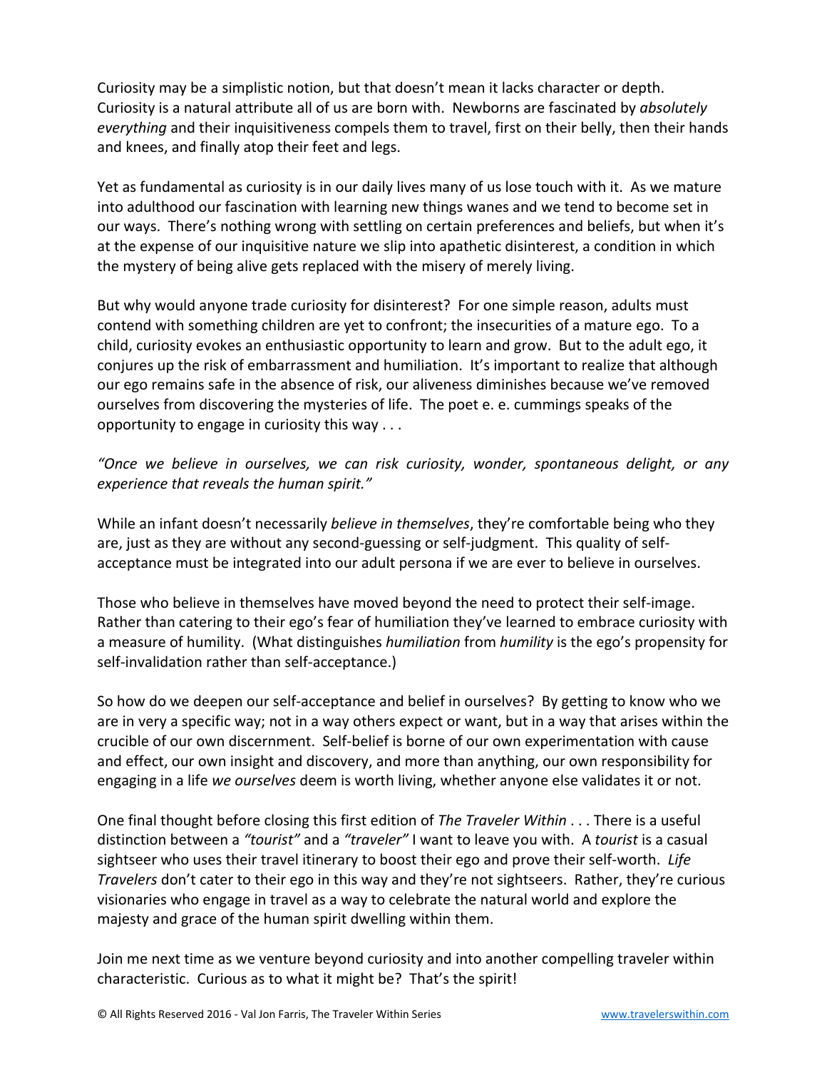Curiosity may be a simplistic notion, but that doesn't mean it lacks character or depth. Curiosity is a natural attribute all of us are born with. Newborns are fascinated by *absolutely everything* and their inquisitiveness compels them to travel, first on their belly, then their hands and knees, and finally atop their feet and legs.

Yet as fundamental as curiosity is in our daily lives many of us lose touch with it. As we mature into adulthood our fascination with learning new things wanes and we tend to become set in our ways. There's nothing wrong with settling on certain preferences and beliefs, but when it's at the expense of our inquisitive nature we slip into apathetic disinterest, a condition in which the mystery of being alive gets replaced with the misery of merely living.

But why would anyone trade curiosity for disinterest? For one simple reason, adults must contend with something children are yet to confront; the insecurities of a mature ego. To a child, curiosity evokes an enthusiastic opportunity to learn and grow. But to the adult ego, it conjures up the risk of embarrassment and humiliation. It's important to realize that although our ego remains safe in the absence of risk, our aliveness diminishes because we've removed ourselves from discovering the mysteries of life. The poet e. e. cummings speaks of the opportunity to engage in curiosity this way . . .

*"Once we believe in ourselves, we can risk curiosity, wonder, spontaneous delight, or any experience that reveals the human spirit."*

While an infant doesn't necessarily *believe in themselves*, they're comfortable being who they are, just as they are without any second-guessing or self-judgment. This quality of self-acceptance must be integrated into our adult persona if we are ever to believe in ourselves.

Those who believe in themselves have moved beyond the need to protect their self-image. Rather than catering to their ego's fear of humiliation they've learned to embrace curiosity with a measure of humility. (What distinguishes *humiliation* from *humility* is the ego's propensity for self-invalidation rather than self-acceptance.)

So how do we deepen our self-acceptance and belief in ourselves? By getting to know who we are in very a specific way; not in a way others expect or want, but in a way that arises within the crucible of our own discernment. Self-belief is borne of our own experimentation with cause and effect, our own insight and discovery, and more than anything, our own responsibility for engaging in a life *we ourselves* deem is worth living, whether anyone else validates it or not.

One final thought before closing this first edition of *The Traveler Within* . . . There is a useful distinction between a *"tourist"* and a *"traveler"* I want to leave you with. A *tourist* is a casual sightseer who uses their travel itinerary to boost their ego and prove their self-worth. *Life Travelers* don't cater to their ego in this way and they're not sightseers. Rather, they're curious visionaries who engage in travel as a way to celebrate the natural world and explore the majesty and grace of the human spirit dwelling within them.

Join me next time as we venture beyond curiosity and into another compelling traveler within characteristic. Curious as to what it might be? That's the spirit!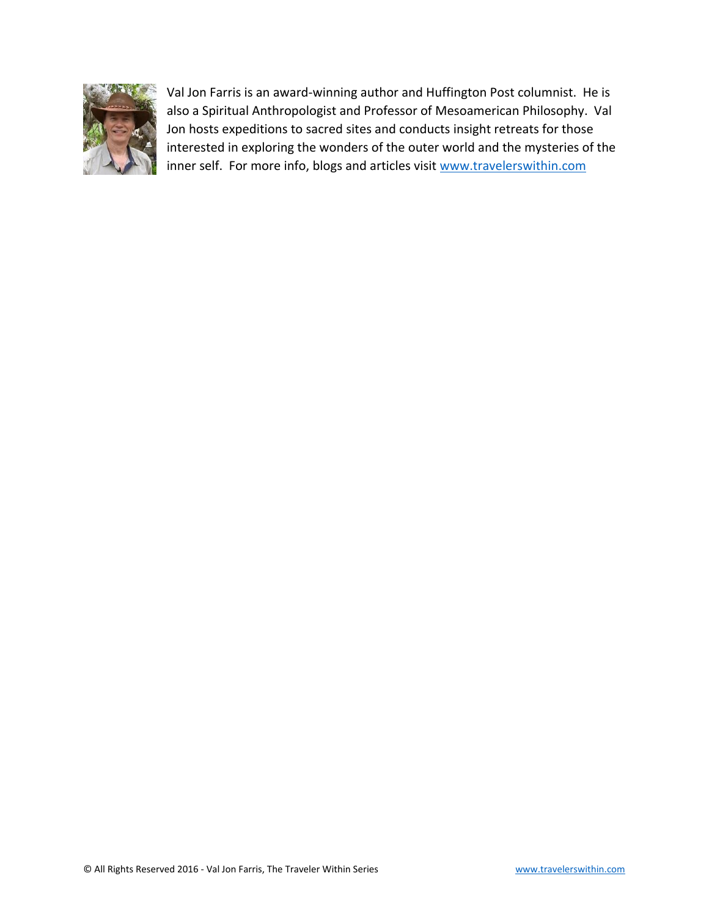Val Jon Farris is an award-winning author and Huffington Post columnist. He is also a Spiritual Anthropologist and Professor of Mesoamerican Philosophy. Val Jon hosts expeditions to sacred sites and conducts insight retreats for those interested in exploring the wonders of the outer world and the mysteries of the inner self. For more info, blogs and articles visit [www.travelerswithin.com](http://www.travelerswithin.com)